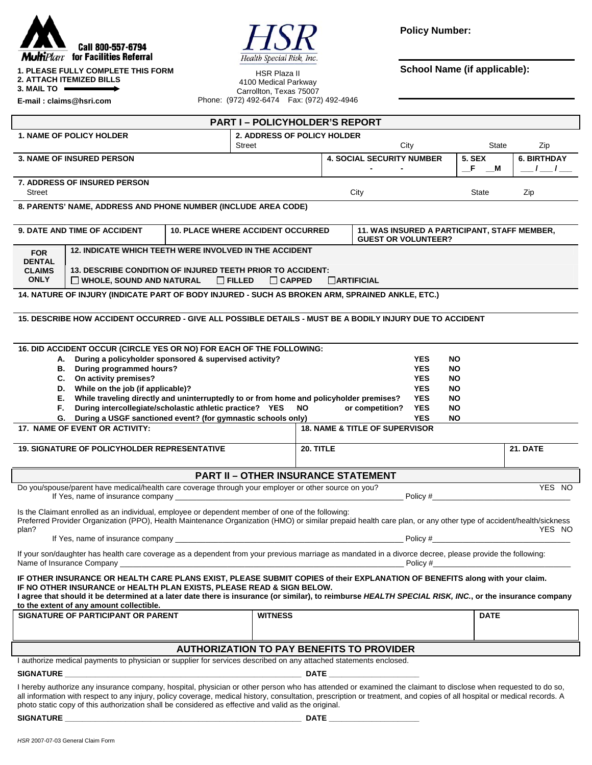**MultiPlan** Call 800-557-6794 for Facilities Referral

1. PLEASE FULLY COMPLETE THIS FORM
2. ATTACH ITEMIZED BILLS
3. MAIL TO

E-mail : claims@hsri.com

**HSR**
*Health Special Risk, Inc.*

HSR Plaza II
4100 Medical Parkway
Carrollton, Texas 75007
Phone: (972) 492-6474 Fax: (972) 492-4946

**Policy Number:**

**School Name (if applicable):**

## PART I – POLICYHOLDER'S REPORT

| **1. NAME OF POLICY HOLDER** | **2. ADDRESS OF POLICY HOLDER** Street | City | State | Zip |
|---|---|---|---|---|
| | | | | |

| **3. NAME OF INSURED PERSON** | **4. SOCIAL SECURITY NUMBER** | **5. SEX** | **6. BIRTHDAY** |
|---|---|---|---|
| | - - | __F __M | ___ / ___ / ___ |

| **7. ADDRESS OF INSURED PERSON** Street | City | State | Zip |
|---|---|---|---|
| | | | |

**8. PARENTS' NAME, ADDRESS AND PHONE NUMBER (INCLUDE AREA CODE)**

| **9. DATE AND TIME OF ACCIDENT** | **10. PLACE WHERE ACCIDENT OCCURRED** | **11. WAS INSURED A PARTICIPANT, STAFF MEMBER, GUEST OR VOLUNTEER?** |
|---|---|---|
| | | |

**FOR DENTAL CLAIMS ONLY**

**12. INDICATE WHICH TEETH WERE INVOLVED IN THE ACCIDENT**

**13. DESCRIBE CONDITION OF INJURED TEETH PRIOR TO ACCIDENT:**
☐ WHOLE, SOUND AND NATURAL ☐ FILLED ☐ CAPPED ☐ ARTIFICIAL

**14. NATURE OF INJURY (INDICATE PART OF BODY INJURED - SUCH AS BROKEN ARM, SPRAINED ANKLE, ETC.)**

**15. DESCRIBE HOW ACCIDENT OCCURRED - GIVE ALL POSSIBLE DETAILS - MUST BE A BODILY INJURY DUE TO ACCIDENT**

**16. DID ACCIDENT OCCUR (CIRCLE YES OR NO) FOR EACH OF THE FOLLOWING:**

| | | | |
|---|---|---|---|
| A. | During a policyholder sponsored & supervised activity? | YES | NO |
| B. | During programmed hours? | YES | NO |
| C. | On activity premises? | YES | NO |
| D. | While on the job (if applicable)? | YES | NO |
| E. | While traveling directly and uninterruptedly to or from home and policyholder premises? | YES | NO |
| F. | During intercollegiate/scholastic athletic practice? YES NO or competition? | YES | NO |
| G. | During a USGF sanctioned event? (for gymnastic schools only) | YES | NO |

| **17. NAME OF EVENT OR ACTIVITY:** | **18. NAME & TITLE OF SUPERVISOR** | |
|---|---|---|
| **19. SIGNATURE OF POLICYHOLDER REPRESENTATIVE** | **20. TITLE** | **21. DATE** |
| | | |

## PART II – OTHER INSURANCE STATEMENT

Do you/spouse/parent have medical/health care coverage through your employer or other source on you? YES NO
If Yes, name of insurance company ______________________ Policy #______________

Is the Claimant enrolled as an individual, employee or dependent member of one of the following:
Preferred Provider Organization (PPO), Health Maintenance Organization (HMO) or similar prepaid health care plan, or any other type of accident/health/sickness plan? YES NO
If Yes, name of insurance company ______________________ Policy #______________

If your son/daughter has health care coverage as a dependent from your previous marriage as mandated in a divorce decree, please provide the following:
Name of Insurance Company ______________________ Policy #______________

**IF OTHER INSURANCE OR HEALTH CARE PLANS EXIST, PLEASE SUBMIT COPIES of their EXPLANATION OF BENEFITS along with your claim. IF NO OTHER INSURANCE or HEALTH PLAN EXISTS, PLEASE READ & SIGN BELOW.**
**I agree that should it be determined at a later date there is insurance (or similar), to reimburse *HEALTH SPECIAL RISK, INC.*, or the insurance company to the extent of any amount collectible.**

| **SIGNATURE OF PARTICIPANT OR PARENT** | **WITNESS** | **DATE** |
|---|---|---|
| | | |

## AUTHORIZATION TO PAY BENEFITS TO PROVIDER

I authorize medical payments to physician or supplier for services described on any attached statements enclosed.

**SIGNATURE** ______________________ **DATE** ______________

I hereby authorize any insurance company, hospital, physician or other person who has attended or examined the claimant to disclose when requested to do so, all information with respect to any injury, policy coverage, medical history, consultation, prescription or treatment, and copies of all hospital or medical records. A photo static copy of this authorization shall be considered as effective and valid as the original.

**SIGNATURE** ______________________ **DATE** ______________

*HSR* 2007-07-03 General Claim Form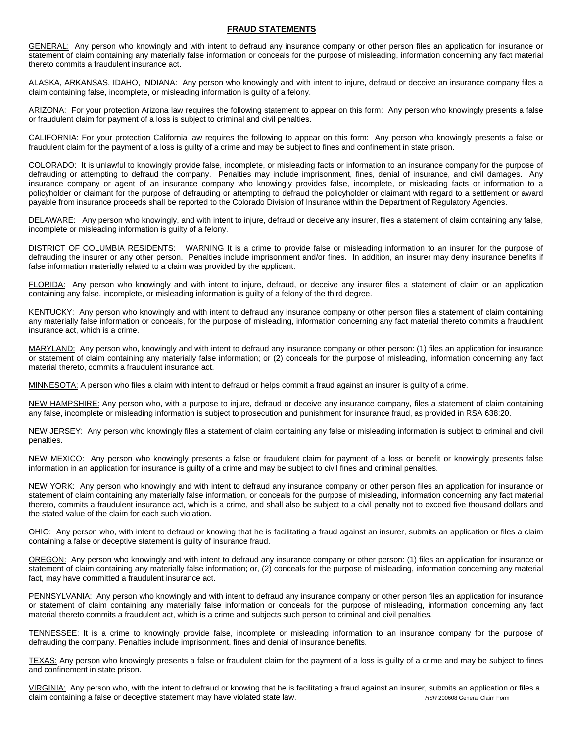## FRAUD STATEMENTS

GENERAL: Any person who knowingly and with intent to defraud any insurance company or other person files an application for insurance or statement of claim containing any materially false information or conceals for the purpose of misleading, information concerning any fact material thereto commits a fraudulent insurance act.

ALASKA, ARKANSAS, IDAHO, INDIANA: Any person who knowingly and with intent to injure, defraud or deceive an insurance company files a claim containing false, incomplete, or misleading information is guilty of a felony.

ARIZONA: For your protection Arizona law requires the following statement to appear on this form: Any person who knowingly presents a false or fraudulent claim for payment of a loss is subject to criminal and civil penalties.

CALIFORNIA: For your protection California law requires the following to appear on this form: Any person who knowingly presents a false or fraudulent claim for the payment of a loss is guilty of a crime and may be subject to fines and confinement in state prison.

COLORADO: It is unlawful to knowingly provide false, incomplete, or misleading facts or information to an insurance company for the purpose of defrauding or attempting to defraud the company. Penalties may include imprisonment, fines, denial of insurance, and civil damages. Any insurance company or agent of an insurance company who knowingly provides false, incomplete, or misleading facts or information to a policyholder or claimant for the purpose of defrauding or attempting to defraud the policyholder or claimant with regard to a settlement or award payable from insurance proceeds shall be reported to the Colorado Division of Insurance within the Department of Regulatory Agencies.

DELAWARE: Any person who knowingly, and with intent to injure, defraud or deceive any insurer, files a statement of claim containing any false, incomplete or misleading information is guilty of a felony.

DISTRICT OF COLUMBIA RESIDENTS: WARNING It is a crime to provide false or misleading information to an insurer for the purpose of defrauding the insurer or any other person. Penalties include imprisonment and/or fines. In addition, an insurer may deny insurance benefits if false information materially related to a claim was provided by the applicant.

FLORIDA: Any person who knowingly and with intent to injure, defraud, or deceive any insurer files a statement of claim or an application containing any false, incomplete, or misleading information is guilty of a felony of the third degree.

KENTUCKY: Any person who knowingly and with intent to defraud any insurance company or other person files a statement of claim containing any materially false information or conceals, for the purpose of misleading, information concerning any fact material thereto commits a fraudulent insurance act, which is a crime.

MARYLAND: Any person who, knowingly and with intent to defraud any insurance company or other person: (1) files an application for insurance or statement of claim containing any materially false information; or (2) conceals for the purpose of misleading, information concerning any fact material thereto, commits a fraudulent insurance act.

MINNESOTA: A person who files a claim with intent to defraud or helps commit a fraud against an insurer is guilty of a crime.

NEW HAMPSHIRE: Any person who, with a purpose to injure, defraud or deceive any insurance company, files a statement of claim containing any false, incomplete or misleading information is subject to prosecution and punishment for insurance fraud, as provided in RSA 638:20.

NEW JERSEY: Any person who knowingly files a statement of claim containing any false or misleading information is subject to criminal and civil penalties.

NEW MEXICO: Any person who knowingly presents a false or fraudulent claim for payment of a loss or benefit or knowingly presents false information in an application for insurance is guilty of a crime and may be subject to civil fines and criminal penalties.

NEW YORK: Any person who knowingly and with intent to defraud any insurance company or other person files an application for insurance or statement of claim containing any materially false information, or conceals for the purpose of misleading, information concerning any fact material thereto, commits a fraudulent insurance act, which is a crime, and shall also be subject to a civil penalty not to exceed five thousand dollars and the stated value of the claim for each such violation.

OHIO: Any person who, with intent to defraud or knowing that he is facilitating a fraud against an insurer, submits an application or files a claim containing a false or deceptive statement is guilty of insurance fraud.

OREGON: Any person who knowingly and with intent to defraud any insurance company or other person: (1) files an application for insurance or statement of claim containing any materially false information; or, (2) conceals for the purpose of misleading, information concerning any material fact, may have committed a fraudulent insurance act.

PENNSYLVANIA: Any person who knowingly and with intent to defraud any insurance company or other person files an application for insurance or statement of claim containing any materially false information or conceals for the purpose of misleading, information concerning any fact material thereto commits a fraudulent act, which is a crime and subjects such person to criminal and civil penalties.

TENNESSEE: It is a crime to knowingly provide false, incomplete or misleading information to an insurance company for the purpose of defrauding the company. Penalties include imprisonment, fines and denial of insurance benefits.

TEXAS: Any person who knowingly presents a false or fraudulent claim for the payment of a loss is guilty of a crime and may be subject to fines and confinement in state prison.

VIRGINIA: Any person who, with the intent to defraud or knowing that he is facilitating a fraud against an insurer, submits an application or files a claim containing a false or deceptive statement may have violated state law.

*HSR* 200608 General Claim Form